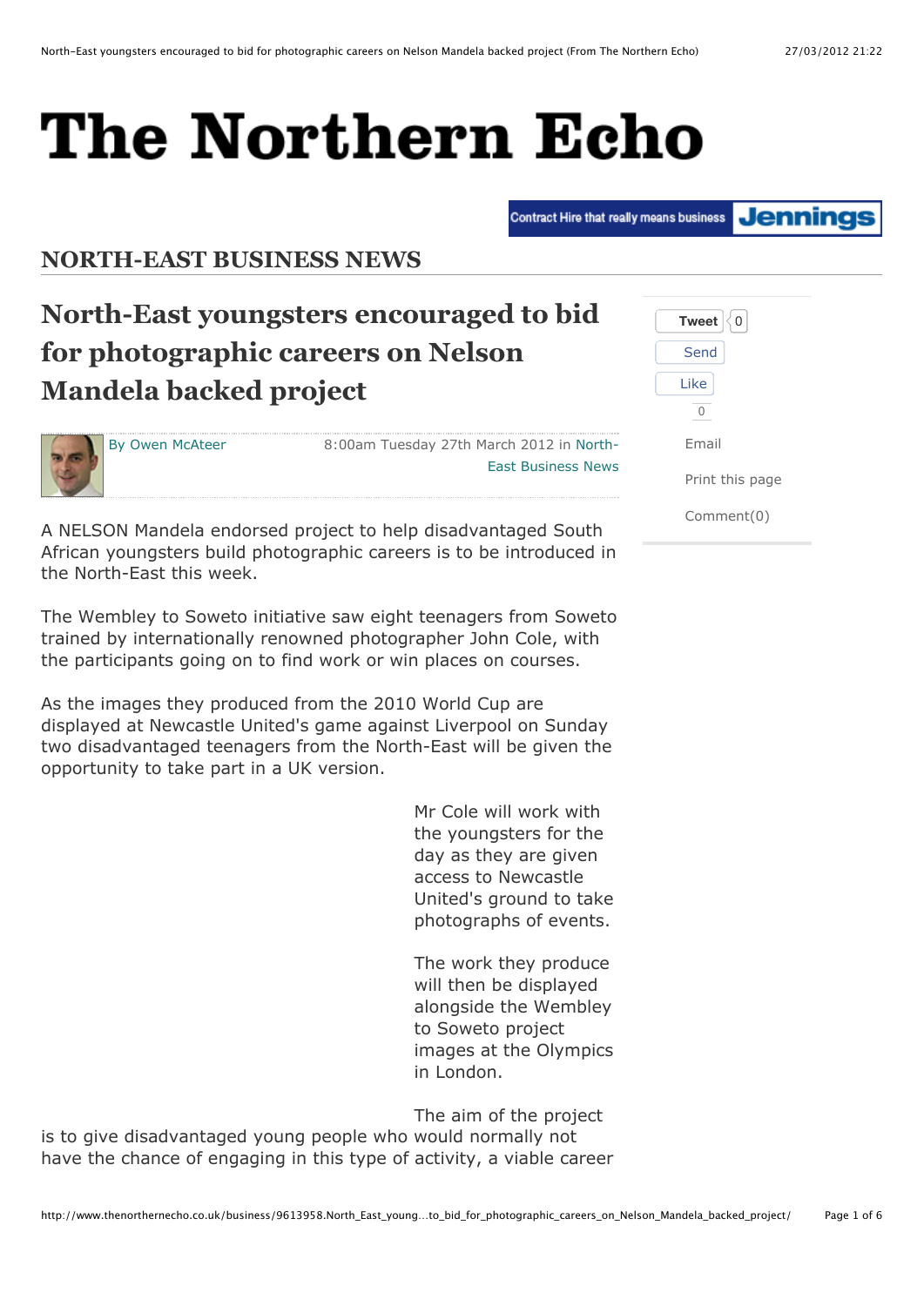# The Northern Echo

Contract Hire that really means business Jennings

## NORTH-EAST BUSINESS NEWS

# North-East youngsters encouraged to bid for photographic careers on Nelson Mandela backed project

By Owen McAteer

8:00am Tuesday 27th March 2012 in North-East Business News

Tweet 0

Send

Like 0

Email

Print this page

Comment(0)

A NELSON Mandela endorsed project to help disadvantaged South African youngsters build photographic careers is to be introduced in the North-East this week.

The Wembley to Soweto initiative saw eight teenagers from Soweto trained by internationally renowned photographer John Cole, with the participants going on to find work or win places on courses.

As the images they produced from the 2010 World Cup are displayed at Newcastle United's game against Liverpool on Sunday two disadvantaged teenagers from the North-East will be given the opportunity to take part in a UK version.

Mr Cole will work with the youngsters for the day as they are given access to Newcastle United's ground to take photographs of events.

The work they produce will then be displayed alongside the Wembley to Soweto project images at the Olympics in London.

The aim of the project is to give disadvantaged young people who would normally not have the chance of engaging in this type of activity, a viable career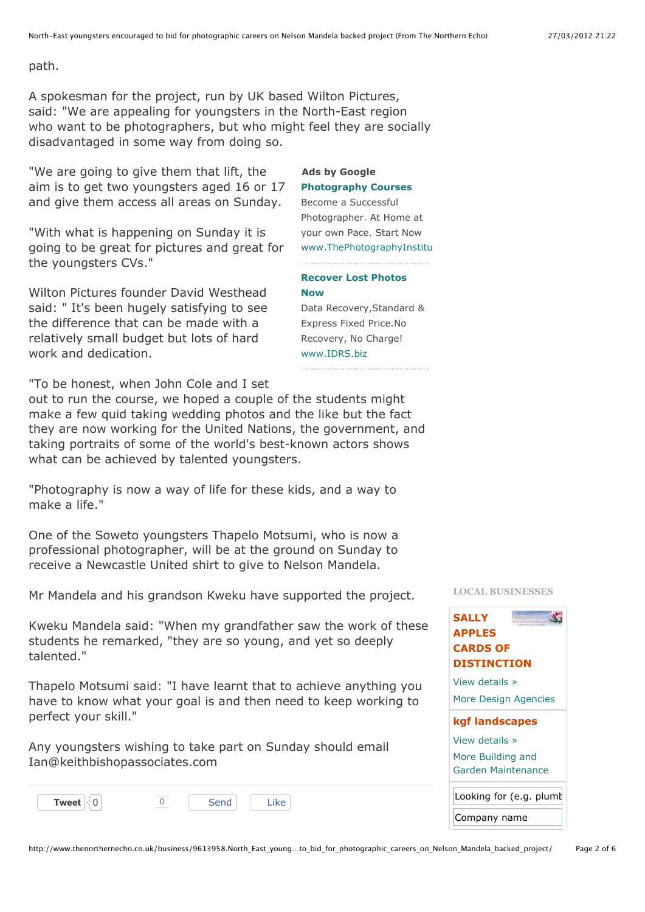path.

A spokesman for the project, run by UK based Wilton Pictures, said: "We are appealing for youngsters in the North-East region who want to be photographers, but who might feel they are socially disadvantaged in some way from doing so.

"We are going to give them that lift, the aim is to get two youngsters aged 16 or 17 and give them access all areas on Sunday.

"With what is happening on Sunday it is going to be great for pictures and great for the youngsters CVs."

Wilton Pictures founder David Westhead said: " It's been hugely satisfying to see the difference that can be made with a relatively small budget but lots of hard work and dedication.

"To be honest, when John Cole and I set out to run the course, we hoped a couple of the students might make a few quid taking wedding photos and the like but the fact they are now working for the United Nations, the government, and taking portraits of some of the world's best-known actors shows what can be achieved by talented youngsters.

"Photography is now a way of life for these kids, and a way to make a life."

One of the Soweto youngsters Thapelo Motsumi, who is now a professional photographer, will be at the ground on Sunday to receive a Newcastle United shirt to give to Nelson Mandela.

Mr Mandela and his grandson Kweku have supported the project.

Kweku Mandela said: "When my grandfather saw the work of these students he remarked, "they are so young, and yet so deeply talented."

Thapelo Motsumi said: "I have learnt that to achieve anything you have to know what your goal is and then need to keep working to perfect your skill."

Any youngsters wishing to take part on Sunday should email Ian@keithbishopassociates.com